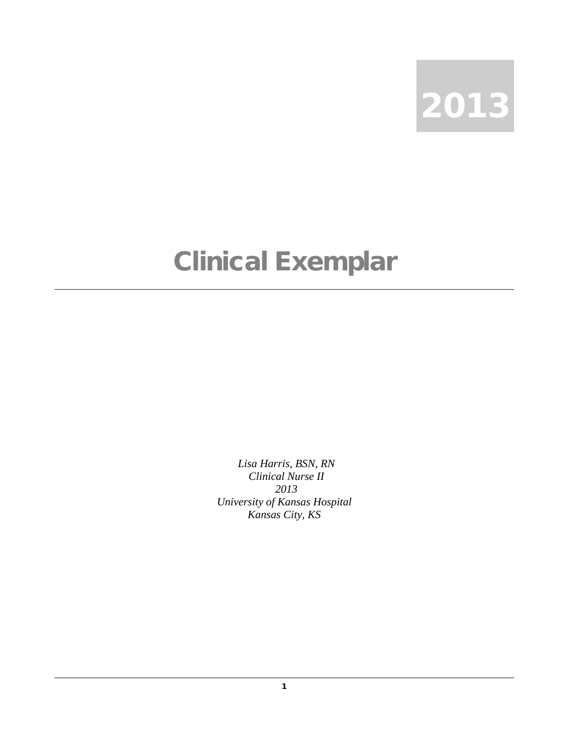2013

# Clinical Exemplar

*Lisa Harris, BSN, RN*
*Clinical Nurse II*
*2013*
*University of Kansas Hospital*
*Kansas City, KS*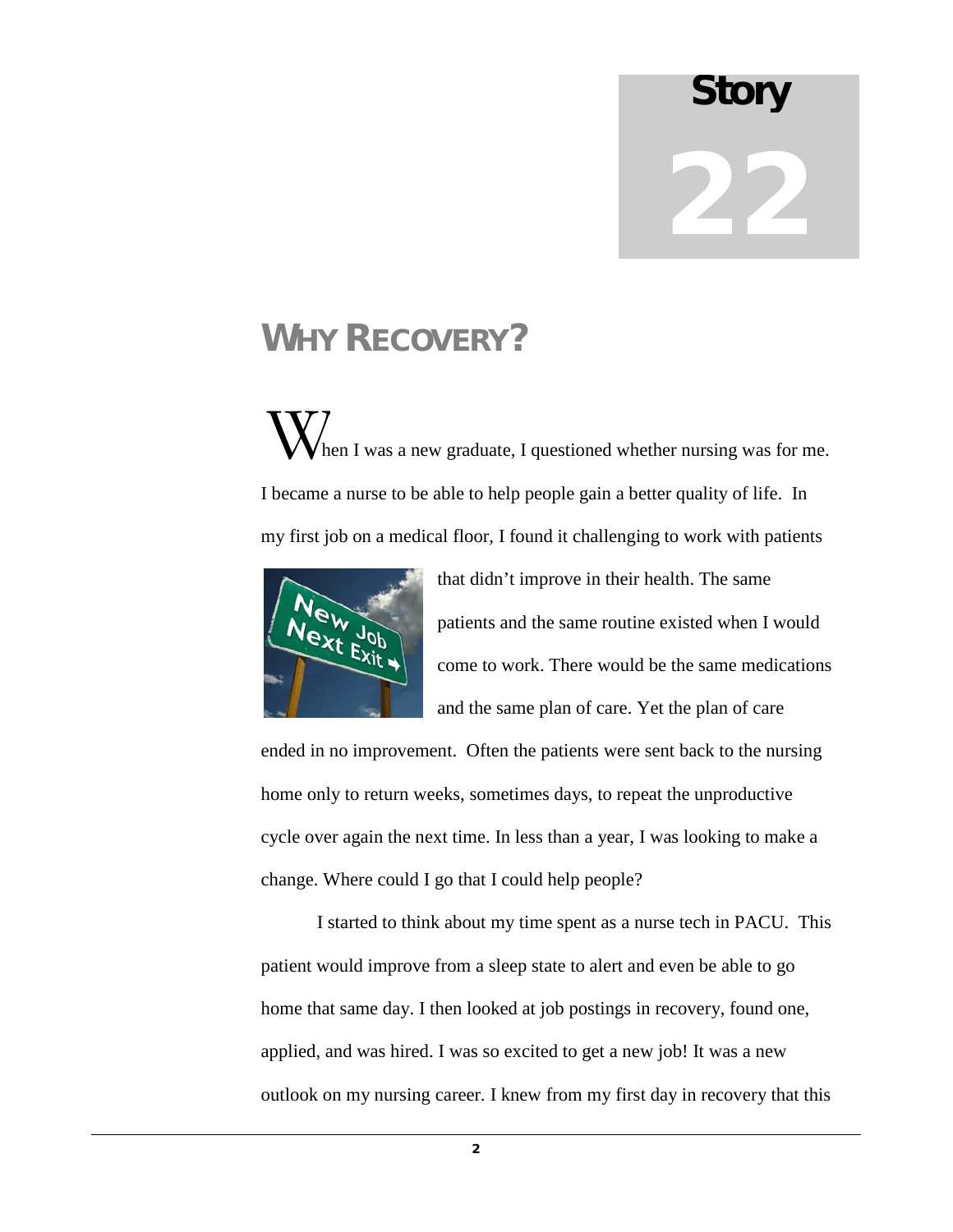# Story 22

## WHY RECOVERY?

When I was a new graduate, I questioned whether nursing was for me. I became a nurse to be able to help people gain a better quality of life. In my first job on a medical floor, I found it challenging to work with patients that didn't improve in their health. The same patients and the same routine existed when I would come to work. There would be the same medications and the same plan of care. Yet the plan of care ended in no improvement. Often the patients were sent back to the nursing home only to return weeks, sometimes days, to repeat the unproductive cycle over again the next time. In less than a year, I was looking to make a change. Where could I go that I could help people?

I started to think about my time spent as a nurse tech in PACU. This patient would improve from a sleep state to alert and even be able to go home that same day. I then looked at job postings in recovery, found one, applied, and was hired. I was so excited to get a new job! It was a new outlook on my nursing career. I knew from my first day in recovery that this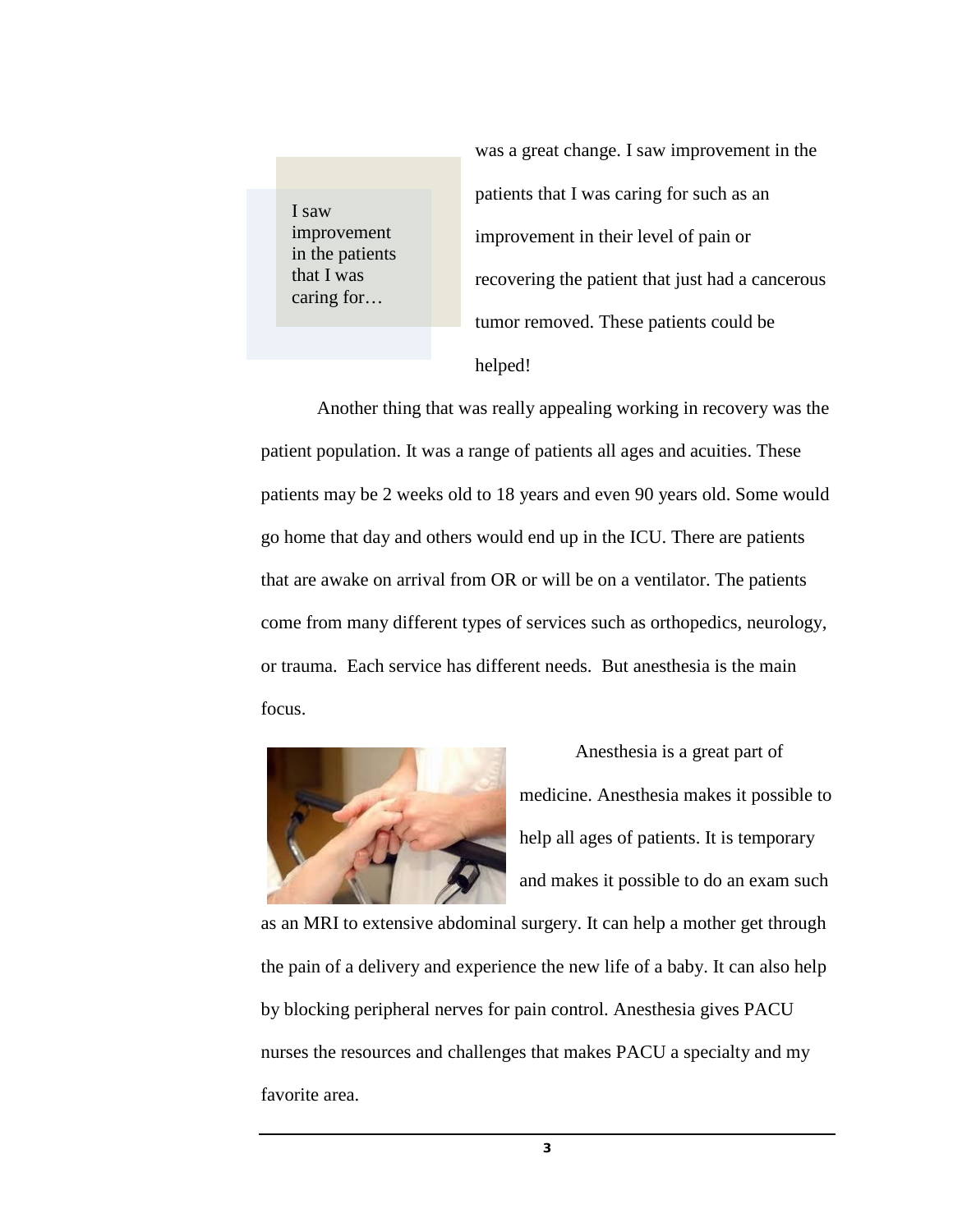> I saw improvement in the patients that I was caring for…

was a great change. I saw improvement in the patients that I was caring for such as an improvement in their level of pain or recovering the patient that just had a cancerous tumor removed. These patients could be helped!

Another thing that was really appealing working in recovery was the patient population. It was a range of patients all ages and acuities. These patients may be 2 weeks old to 18 years and even 90 years old. Some would go home that day and others would end up in the ICU. There are patients that are awake on arrival from OR or will be on a ventilator. The patients come from many different types of services such as orthopedics, neurology, or trauma. Each service has different needs. But anesthesia is the main focus.

Anesthesia is a great part of medicine. Anesthesia makes it possible to help all ages of patients. It is temporary and makes it possible to do an exam such as an MRI to extensive abdominal surgery. It can help a mother get through the pain of a delivery and experience the new life of a baby. It can also help by blocking peripheral nerves for pain control. Anesthesia gives PACU nurses the resources and challenges that makes PACU a specialty and my favorite area.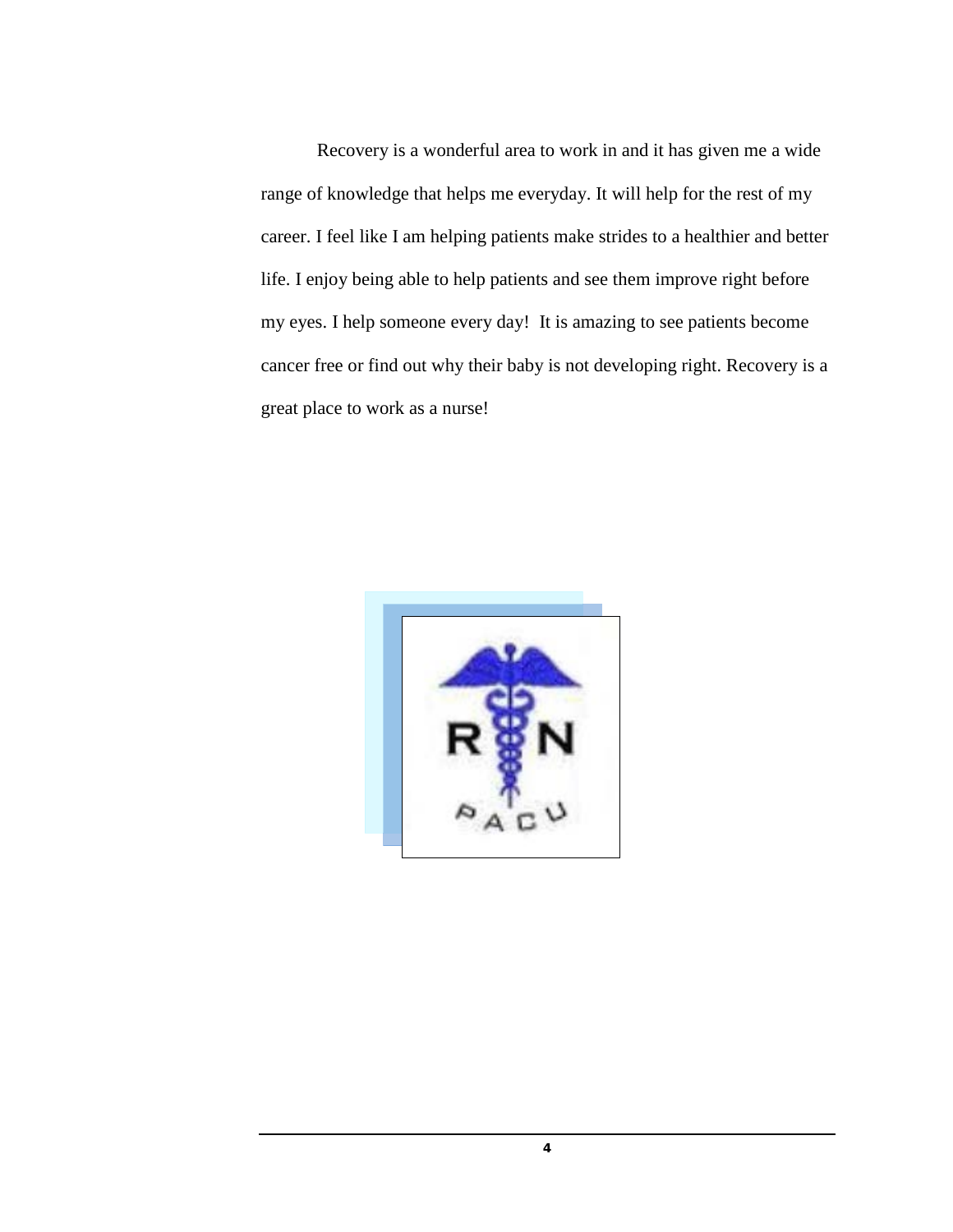Recovery is a wonderful area to work in and it has given me a wide range of knowledge that helps me everyday. It will help for the rest of my career. I feel like I am helping patients make strides to a healthier and better life. I enjoy being able to help patients and see them improve right before my eyes. I help someone every day! It is amazing to see patients become cancer free or find out why their baby is not developing right. Recovery is a great place to work as a nurse!